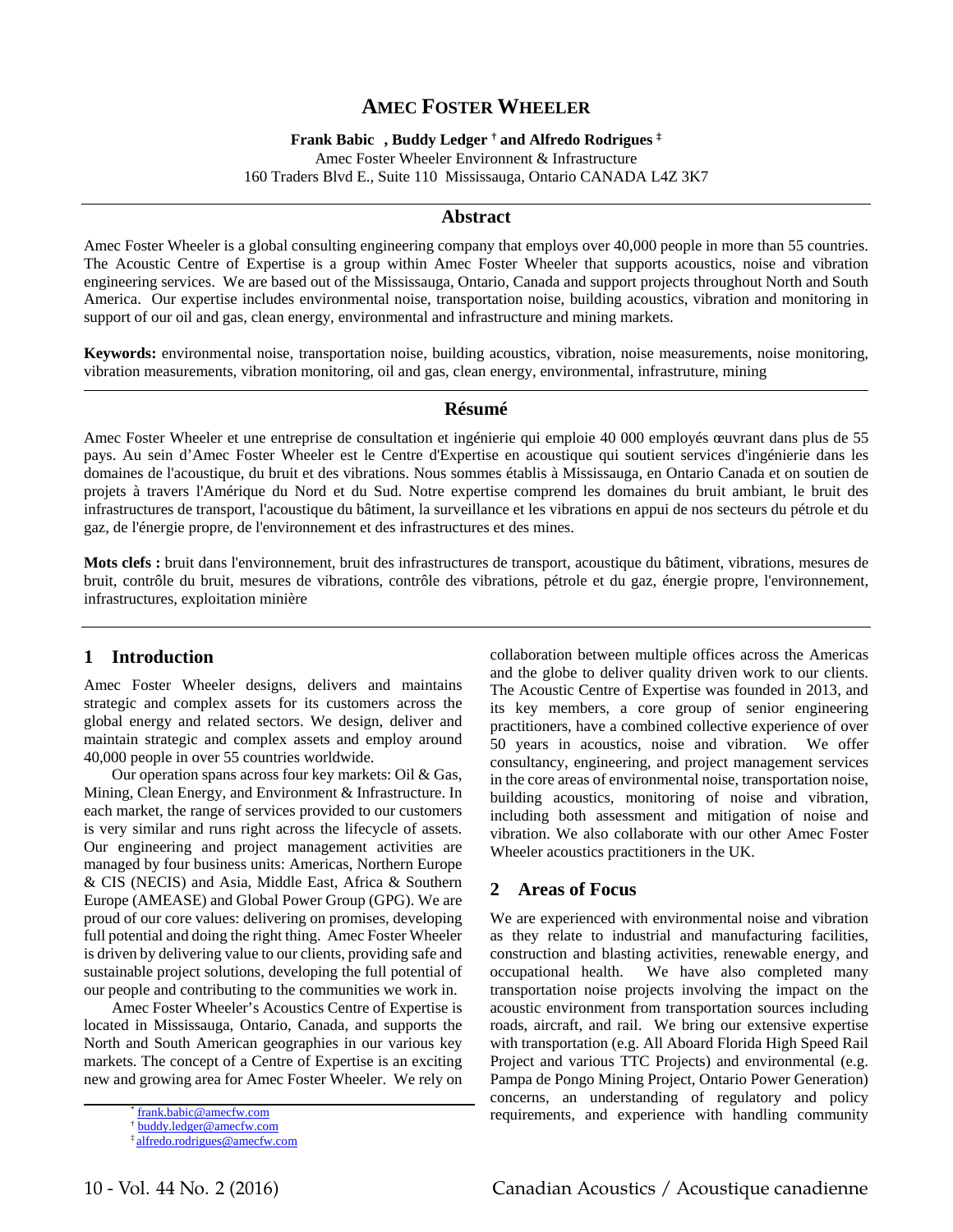# AMEC FOSTER WHEELER

**Frank Babic[*], Buddy Ledger[†] and Alfredo Rodrigues[‡]**

Amec Foster Wheeler Environnent & Infrastructure
160 Traders Blvd E., Suite 110 Mississauga, Ontario CANADA L4Z 3K7

## Abstract

Amec Foster Wheeler is a global consulting engineering company that employs over 40,000 people in more than 55 countries. The Acoustic Centre of Expertise is a group within Amec Foster Wheeler that supports acoustics, noise and vibration engineering services. We are based out of the Mississauga, Ontario, Canada and support projects throughout North and South America. Our expertise includes environmental noise, transportation noise, building acoustics, vibration and monitoring in support of our oil and gas, clean energy, environmental and infrastructure and mining markets.

**Keywords:** environmental noise, transportation noise, building acoustics, vibration, noise measurements, noise monitoring, vibration measurements, vibration monitoring, oil and gas, clean energy, environmental, infrastruture, mining

## Résumé

Amec Foster Wheeler et une entreprise de consultation et ingénierie qui emploie 40 000 employés œuvrant dans plus de 55 pays. Au sein d'Amec Foster Wheeler est le Centre d'Expertise en acoustique qui soutient services d'ingénierie dans les domaines de l'acoustique, du bruit et des vibrations. Nous sommes établis à Mississauga, en Ontario Canada et on soutien de projets à travers l'Amérique du Nord et du Sud. Notre expertise comprend les domaines du bruit ambiant, le bruit des infrastructures de transport, l'acoustique du bâtiment, la surveillance et les vibrations en appui de nos secteurs du pétrole et du gaz, de l'énergie propre, de l'environnement et des infrastructures et des mines.

**Mots clefs :** bruit dans l'environnement, bruit des infrastructures de transport, acoustique du bâtiment, vibrations, mesures de bruit, contrôle du bruit, mesures de vibrations, contrôle des vibrations, pétrole et du gaz, énergie propre, l'environnement, infrastructures, exploitation minière

## 1 Introduction

Amec Foster Wheeler designs, delivers and maintains strategic and complex assets for its customers across the global energy and related sectors. We design, deliver and maintain strategic and complex assets and employ around 40,000 people in over 55 countries worldwide.

Our operation spans across four key markets: Oil & Gas, Mining, Clean Energy, and Environment & Infrastructure. In each market, the range of services provided to our customers is very similar and runs right across the lifecycle of assets. Our engineering and project management activities are managed by four business units: Americas, Northern Europe & CIS (NECIS) and Asia, Middle East, Africa & Southern Europe (AMEASE) and Global Power Group (GPG). We are proud of our core values: delivering on promises, developing full potential and doing the right thing. Amec Foster Wheeler is driven by delivering value to our clients, providing safe and sustainable project solutions, developing the full potential of our people and contributing to the communities we work in.

Amec Foster Wheeler's Acoustics Centre of Expertise is located in Mississauga, Ontario, Canada, and supports the North and South American geographies in our various key markets. The concept of a Centre of Expertise is an exciting new and growing area for Amec Foster Wheeler. We rely on collaboration between multiple offices across the Americas and the globe to deliver quality driven work to our clients. The Acoustic Centre of Expertise was founded in 2013, and its key members, a core group of senior engineering practitioners, have a combined collective experience of over 50 years in acoustics, noise and vibration. We offer consultancy, engineering, and project management services in the core areas of environmental noise, transportation noise, building acoustics, monitoring of noise and vibration, including both assessment and mitigation of noise and vibration. We also collaborate with our other Amec Foster Wheeler acoustics practitioners in the UK.

## 2 Areas of Focus

We are experienced with environmental noise and vibration as they relate to industrial and manufacturing facilities, construction and blasting activities, renewable energy, and occupational health. We have also completed many transportation noise projects involving the impact on the acoustic environment from transportation sources including roads, aircraft, and rail. We bring our extensive expertise with transportation (e.g. All Aboard Florida High Speed Rail Project and various TTC Projects) and environmental (e.g. Pampa de Pongo Mining Project, Ontario Power Generation) concerns, an understanding of regulatory and policy requirements, and experience with handling community

[*] frank.babic@amecfw.com
[†] buddy.ledger@amecfw.com
[‡] alfredo.rodrigues@amecfw.com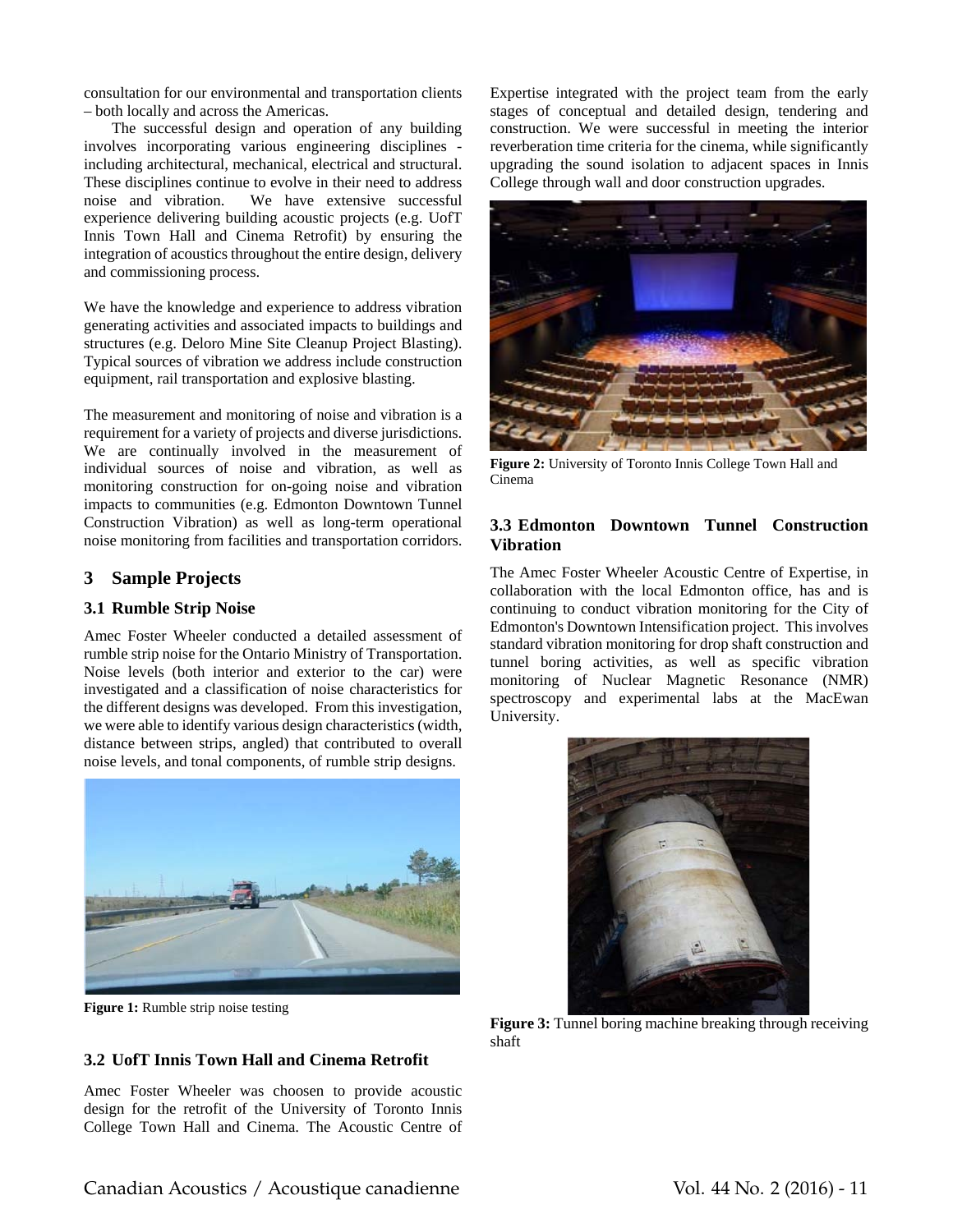consultation for our environmental and transportation clients – both locally and across the Americas.

The successful design and operation of any building involves incorporating various engineering disciplines - including architectural, mechanical, electrical and structural. These disciplines continue to evolve in their need to address noise and vibration. We have extensive successful experience delivering building acoustic projects (e.g. UofT Innis Town Hall and Cinema Retrofit) by ensuring the integration of acoustics throughout the entire design, delivery and commissioning process.

We have the knowledge and experience to address vibration generating activities and associated impacts to buildings and structures (e.g. Deloro Mine Site Cleanup Project Blasting). Typical sources of vibration we address include construction equipment, rail transportation and explosive blasting.

The measurement and monitoring of noise and vibration is a requirement for a variety of projects and diverse jurisdictions. We are continually involved in the measurement of individual sources of noise and vibration, as well as monitoring construction for on-going noise and vibration impacts to communities (e.g. Edmonton Downtown Tunnel Construction Vibration) as well as long-term operational noise monitoring from facilities and transportation corridors.

## 3 Sample Projects

### 3.1 Rumble Strip Noise

Amec Foster Wheeler conducted a detailed assessment of rumble strip noise for the Ontario Ministry of Transportation. Noise levels (both interior and exterior to the car) were investigated and a classification of noise characteristics for the different designs was developed. From this investigation, we were able to identify various design characteristics (width, distance between strips, angled) that contributed to overall noise levels, and tonal components, of rumble strip designs.

**Figure 1:** Rumble strip noise testing

### 3.2 UofT Innis Town Hall and Cinema Retrofit

Amec Foster Wheeler was choosen to provide acoustic design for the retrofit of the University of Toronto Innis College Town Hall and Cinema. The Acoustic Centre of Expertise integrated with the project team from the early stages of conceptual and detailed design, tendering and construction. We were successful in meeting the interior reverberation time criteria for the cinema, while significantly upgrading the sound isolation to adjacent spaces in Innis College through wall and door construction upgrades.

**Figure 2:** University of Toronto Innis College Town Hall and Cinema

### 3.3 Edmonton Downtown Tunnel Construction Vibration

The Amec Foster Wheeler Acoustic Centre of Expertise, in collaboration with the local Edmonton office, has and is continuing to conduct vibration monitoring for the City of Edmonton's Downtown Intensification project. This involves standard vibration monitoring for drop shaft construction and tunnel boring activities, as well as specific vibration monitoring of Nuclear Magnetic Resonance (NMR) spectroscopy and experimental labs at the MacEwan University.

**Figure 3:** Tunnel boring machine breaking through receiving shaft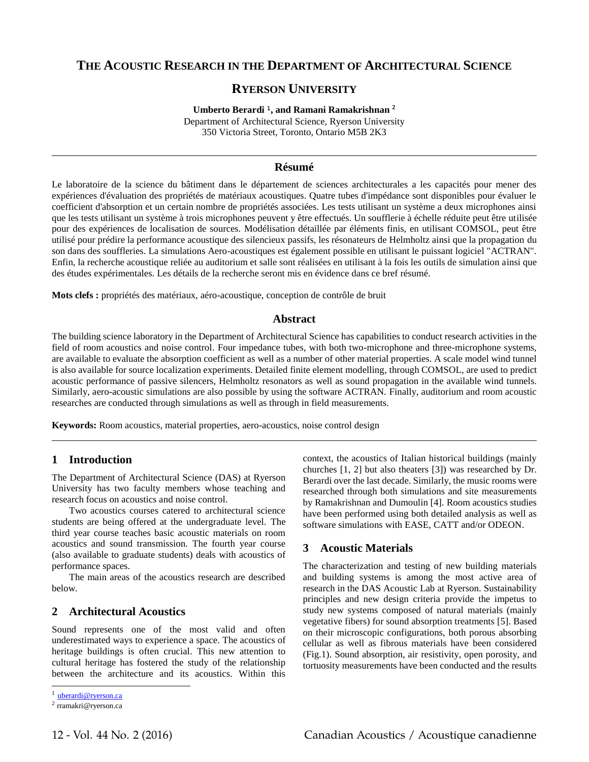# The Acoustic Research in the Department of Architectural Science

# Ryerson University

**Umberto Berardi** [1]**, and Ramani Ramakrishnan** [2]

Department of Architectural Science, Ryerson University
350 Victoria Street, Toronto, Ontario M5B 2K3

---

## Résumé

Le laboratoire de la science du bâtiment dans le département de sciences architecturales a les capacités pour mener des expériences d'évaluation des propriétés de matériaux acoustiques. Quatre tubes d'impédance sont disponibles pour évaluer le coefficient d'absorption et un certain nombre de propriétés associées. Les tests utilisant un système a deux microphones ainsi que les tests utilisant un système à trois microphones peuvent y être effectués. Un soufflerie à échelle réduite peut être utilisée pour des expériences de localisation de sources. Modélisation détaillée par éléments finis, en utilisant COMSOL, peut être utilisé pour prédire la performance acoustique des silencieux passifs, les résonateurs de Helmholtz ainsi que la propagation du son dans des souffleries. La simulations Aero-acoustiques est également possible en utilisant le puissant logiciel "ACTRAN". Enfin, la recherche acoustique reliée au auditorium et salle sont réalisées en utilisant à la fois les outils de simulation ainsi que des études expérimentales. Les détails de la recherche seront mis en évidence dans ce bref résumé.

**Mots clefs :** propriétés des matériaux, aéro-acoustique, conception de contrôle de bruit

## Abstract

The building science laboratory in the Department of Architectural Science has capabilities to conduct research activities in the field of room acoustics and noise control. Four impedance tubes, with both two-microphone and three-microphone systems, are available to evaluate the absorption coefficient as well as a number of other material properties. A scale model wind tunnel is also available for source localization experiments. Detailed finite element modelling, through COMSOL, are used to predict acoustic performance of passive silencers, Helmholtz resonators as well as sound propagation in the available wind tunnels. Similarly, aero-acoustic simulations are also possible by using the software ACTRAN. Finally, auditorium and room acoustic researches are conducted through simulations as well as through in field measurements.

**Keywords:** Room acoustics, material properties, aero-acoustics, noise control design

---

## 1 Introduction

The Department of Architectural Science (DAS) at Ryerson University has two faculty members whose teaching and research focus on acoustics and noise control.

Two acoustics courses catered to architectural science students are being offered at the undergraduate level. The third year course teaches basic acoustic materials on room acoustics and sound transmission. The fourth year course (also available to graduate students) deals with acoustics of performance spaces.

The main areas of the acoustics research are described below.

## 2 Architectural Acoustics

Sound represents one of the most valid and often underestimated ways to experience a space. The acoustics of heritage buildings is often crucial. This new attention to cultural heritage has fostered the study of the relationship between the architecture and its acoustics. Within this context, the acoustics of Italian historical buildings (mainly churches [1, 2] but also theaters [3]) was researched by Dr. Berardi over the last decade. Similarly, the music rooms were researched through both simulations and site measurements by Ramakrishnan and Dumoulin [4]. Room acoustics studies have been performed using both detailed analysis as well as software simulations with EASE, CATT and/or ODEON.

## 3 Acoustic Materials

The characterization and testing of new building materials and building systems is among the most active area of research in the DAS Acoustic Lab at Ryerson. Sustainability principles and new design criteria provide the impetus to study new systems composed of natural materials (mainly vegetative fibers) for sound absorption treatments [5]. Based on their microscopic configurations, both porous absorbing cellular as well as fibrous materials have been considered (Fig.1). Sound absorption, air resistivity, open porosity, and tortuosity measurements have been conducted and the results

---

[1] uberardi@ryerson.ca
[2] rramakri@ryerson.ca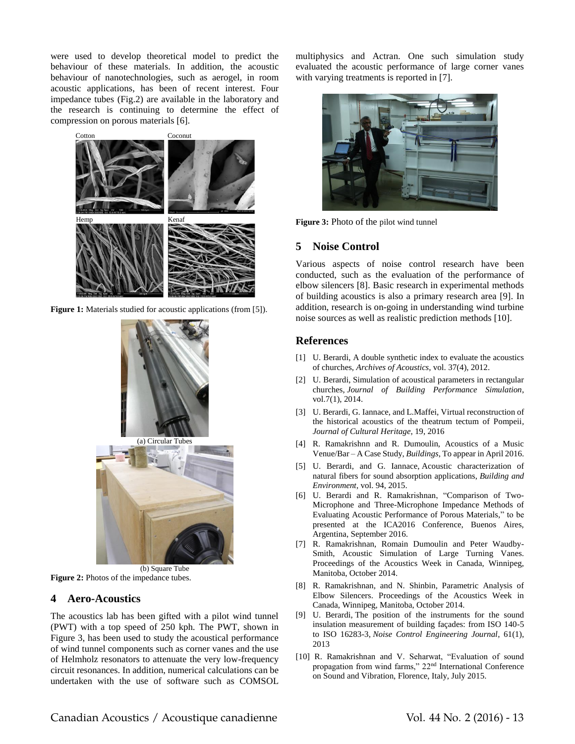were used to develop theoretical model to predict the behaviour of these materials. In addition, the acoustic behaviour of nanotechnologies, such as aerogel, in room acoustic applications, has been of recent interest. Four impedance tubes (Fig.2) are available in the laboratory and the research is continuing to determine the effect of compression on porous materials [6].

Cotton

Coconut

Hemp

Kenaf

**Figure 1:** Materials studied for acoustic applications (from [5]).

(a) Circular Tubes

(b) Square Tube

**Figure 2:** Photos of the impedance tubes.

## 4 Aero-Acoustics

The acoustics lab has been gifted with a pilot wind tunnel (PWT) with a top speed of 250 kph. The PWT, shown in Figure 3, has been used to study the acoustical performance of wind tunnel components such as corner vanes and the use of Helmholz resonators to attenuate the very low-frequency circuit resonances. In addition, numerical calculations can be undertaken with the use of software such as COMSOL multiphysics and Actran. One such simulation study evaluated the acoustic performance of large corner vanes with varying treatments is reported in [7].

**Figure 3:** Photo of the pilot wind tunnel

## 5 Noise Control

Various aspects of noise control research have been conducted, such as the evaluation of the performance of elbow silencers [8]. Basic research in experimental methods of building acoustics is also a primary research area [9]. In addition, research is on-going in understanding wind turbine noise sources as well as realistic prediction methods [10].

## References

[1] U. Berardi, A double synthetic index to evaluate the acoustics of churches, *Archives of Acoustics*, vol. 37(4), 2012.

[2] U. Berardi, Simulation of acoustical parameters in rectangular churches, *Journal of Building Performance Simulation*, vol.7(1), 2014.

[3] U. Berardi, G. Iannace, and L.Maffei, Virtual reconstruction of the historical acoustics of the theatrum tectum of Pompeii, *Journal of Cultural Heritage*, 19, 2016

[4] R. Ramakrishnn and R. Dumoulin, Acoustics of a Music Venue/Bar – A Case Study, *Buildings*, To appear in April 2016.

[5] U. Berardi, and G. Iannace, Acoustic characterization of natural fibers for sound absorption applications, *Building and Environment*, vol. 94, 2015.

[6] U. Berardi and R. Ramakrishnan, "Comparison of Two-Microphone and Three-Microphone Impedance Methods of Evaluating Acoustic Performance of Porous Materials," to be presented at the ICA2016 Conference, Buenos Aires, Argentina, September 2016.

[7] R. Ramakrishnan, Romain Dumoulin and Peter Waudby-Smith, Acoustic Simulation of Large Turning Vanes. Proceedings of the Acoustics Week in Canada, Winnipeg, Manitoba, October 2014.

[8] R. Ramakrishnan, and N. Shinbin, Parametric Analysis of Elbow Silencers. Proceedings of the Acoustics Week in Canada, Winnipeg, Manitoba, October 2014.

[9] U. Berardi, The position of the instruments for the sound insulation measurement of building façades: from ISO 140-5 to ISO 16283-3, *Noise Control Engineering Journal*, 61(1), 2013

[10] R. Ramakrishnan and V. Seharwat, "Evaluation of sound propagation from wind farms," 22nd International Conference on Sound and Vibration, Florence, Italy, July 2015.